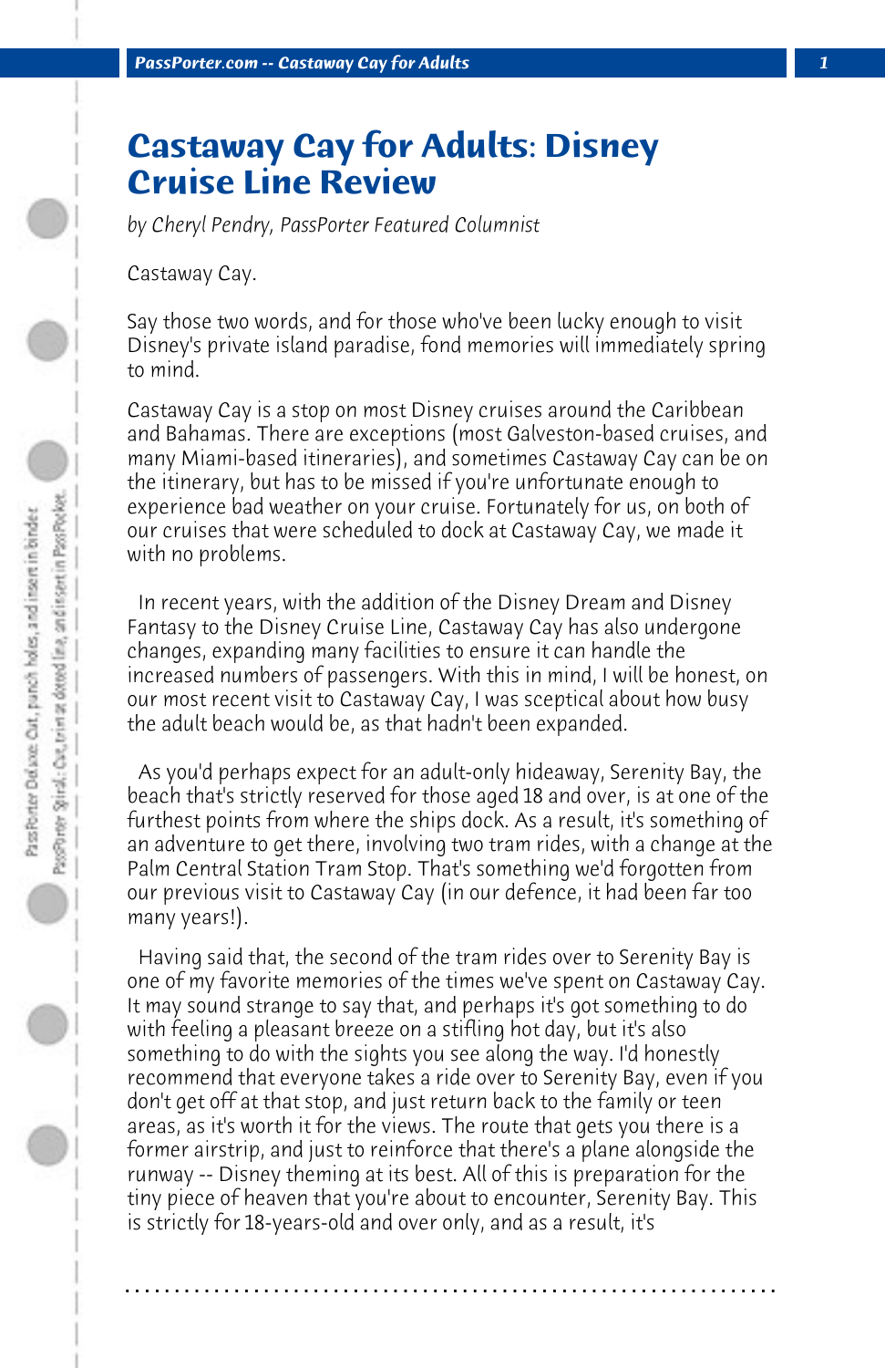# Castaway Cay for Adults: Disney Cruise Line Review

*by Cheryl Pendry, PassPorter Featured Columnist*

Castaway Cay.

Say those two words, and for those who've been lucky enough to visit Disney's private island paradise, fond memories will immediately spring to mind.

Castaway Cay is a stop on most Disney cruises around the Caribbean and Bahamas. There are exceptions (most Galveston-based cruises, and many Miami-based itineraries), and sometimes Castaway Cay can be on the itinerary, but has to be missed if you're unfortunate enough to experience bad weather on your cruise. Fortunately for us, on both of our cruises that were scheduled to dock at Castaway Cay, we made it with no problems.

In recent years, with the addition of the Disney Dream and Disney Fantasy to the Disney Cruise Line, Castaway Cay has also undergone changes, expanding many facilities to ensure it can handle the increased numbers of passengers. With this in mind, I will be honest, on our most recent visit to Castaway Cay, I was sceptical about how busy the adult beach would be, as that hadn't been expanded.

As you'd perhaps expect for an adult-only hideaway, Serenity Bay, the beach that's strictly reserved for those aged 18 and over, is at one of the furthest points from where the ships dock. As a result, it's something of an adventure to get there, involving two tram rides, with a change at the Palm Central Station Tram Stop. That's something we'd forgotten from our previous visit to Castaway Cay (in our defence, it had been far too many years!).

Having said that, the second of the tram rides over to Serenity Bay is one of my favorite memories of the times we've spent on Castaway Cay. It may sound strange to say that, and perhaps it's got something to do with feeling a pleasant breeze on a stifling hot day, but it's also something to do with the sights you see along the way. I'd honestly recommend that everyone takes a ride over to Serenity Bay, even if you don't get off at that stop, and just return back to the family or teen areas, as it's worth it for the views. The route that gets you there is a former airstrip, and just to reinforce that there's a plane alongside the runway -- Disney theming at its best. All of this is preparation for the tiny piece of heaven that you're about to encounter, Serenity Bay. This is strictly for 18-years-old and over only, and as a result, it's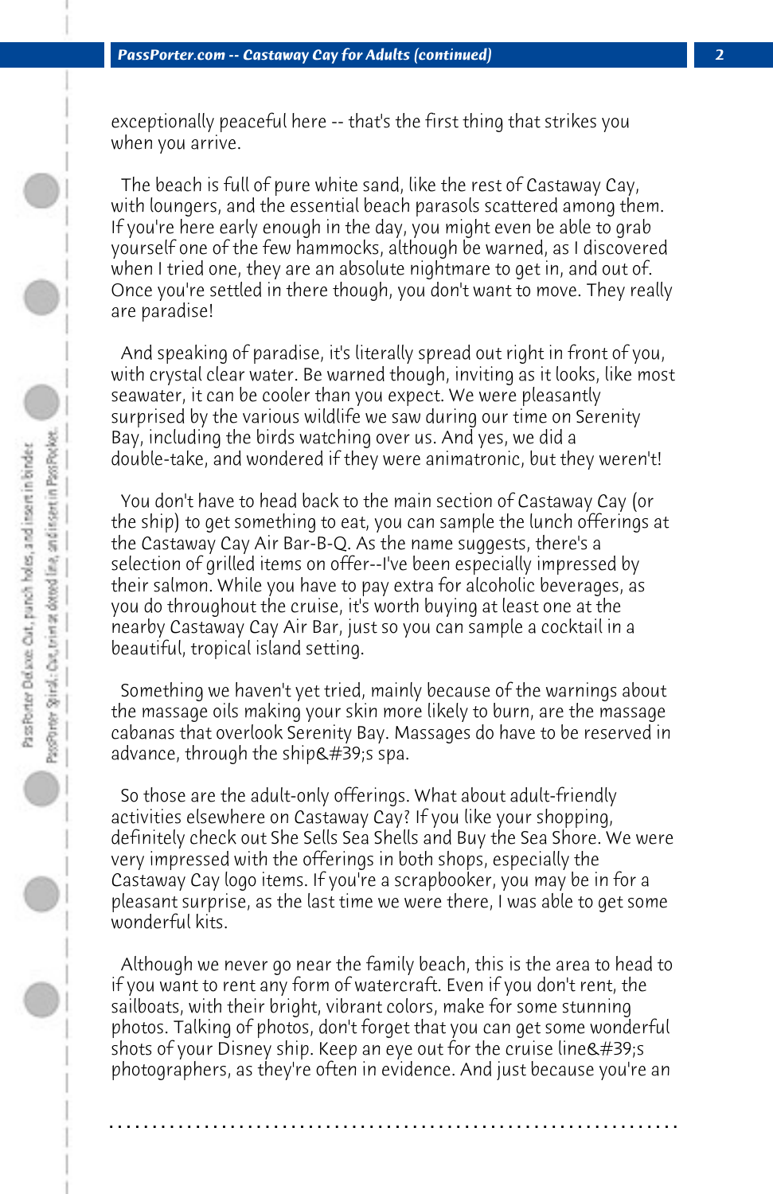exceptionally peaceful here -- that's the first thing that strikes you when you arrive.

The beach is full of pure white sand, like the rest of Castaway Cay, with loungers, and the essential beach parasols scattered among them. If you're here early enough in the day, you might even be able to grab yourself one of the few hammocks, although be warned, as I discovered when I tried one, they are an absolute nightmare to get in, and out of. Once you're settled in there though, you don't want to move. They really are paradise!

And speaking of paradise, it's literally spread out right in front of you, with crystal clear water. Be warned though, inviting as it looks, like most seawater, it can be cooler than you expect. We were pleasantly surprised by the various wildlife we saw during our time on Serenity Bay, including the birds watching over us. And yes, we did a double-take, and wondered if they were animatronic, but they weren't!

You don't have to head back to the main section of Castaway Cay (or the ship) to get something to eat, you can sample the lunch offerings at the Castaway Cay Air Bar-B-Q. As the name suggests, there's a selection of grilled items on offer--I've been especially impressed by their salmon. While you have to pay extra for alcoholic beverages, as you do throughout the cruise, it's worth buying at least one at the nearby Castaway Cay Air Bar, just so you can sample a cocktail in a beautiful, tropical island setting.

Something we haven't yet tried, mainly because of the warnings about the massage oils making your skin more likely to burn, are the massage cabanas that overlook Serenity Bay. Massages do have to be reserved in advance, through the ship&#39;s spa.

So those are the adult-only offerings. What about adult-friendly activities elsewhere on Castaway Cay? If you like your shopping, definitely check out She Sells Sea Shells and Buy the Sea Shore. We were very impressed with the offerings in both shops, especially the Castaway Cay logo items. If you're a scrapbooker, you may be in for a pleasant surprise, as the last time we were there, I was able to get some wonderful kits.

Although we never go near the family beach, this is the area to head to if you want to rent any form of watercraft. Even if you don't rent, the sailboats, with their bright, vibrant colors, make for some stunning photos. Talking of photos, don't forget that you can get some wonderful shots of your Disney ship. Keep an eye out for the cruise line&#39;s photographers, as they're often in evidence. And just because you're an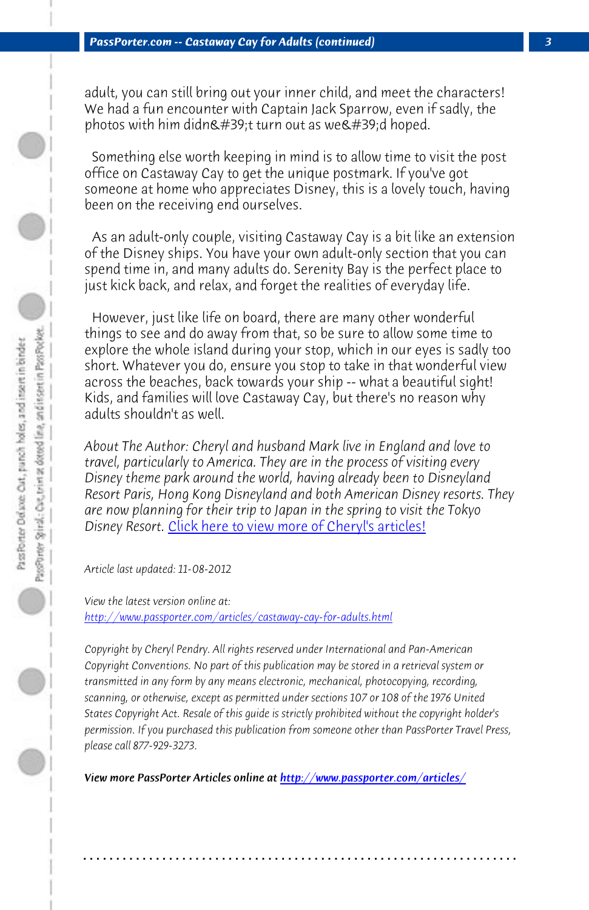adult, you can still bring out your inner child, and meet the characters! We had a fun encounter with Captain Jack Sparrow, even if sadly, the photos with him didn&#39;t turn out as we&#39;d hoped.

Something else worth keeping in mind is to allow time to visit the post office on Castaway Cay to get the unique postmark. If you've got someone at home who appreciates Disney, this is a lovely touch, having been on the receiving end ourselves.

As an adult-only couple, visiting Castaway Cay is a bit like an extension of the Disney ships. You have your own adult-only section that you can spend time in, and many adults do. Serenity Bay is the perfect place to just kick back, and relax, and forget the realities of everyday life.

However, just like life on board, there are many other wonderful things to see and do away from that, so be sure to allow some time to explore the whole island during your stop, which in our eyes is sadly too short. Whatever you do, ensure you stop to take in that wonderful view across the beaches, back towards your ship -- what a beautiful sight! Kids, and families will love Castaway Cay, but there's no reason why adults shouldn't as well.

*About The Author: Cheryl and husband Mark live in England and love to travel, particularly to America. They are in the process of visiting every Disney theme park around the world, having already been to Disneyland Resort Paris, Hong Kong Disneyland and both American Disney resorts. They are now planning for their trip to Japan in the spring to visit the Tokyo Disney Resort.* [Click here to view more of Cheryl's articles!]

*Article last updated: 11-08-2012*

*View the latest version online at:*
*http://www.passporter.com/articles/castaway-cay-for-adults.html*

*Copyright by Cheryl Pendry. All rights reserved under International and Pan-American Copyright Conventions. No part of this publication may be stored in a retrieval system or transmitted in any form by any means electronic, mechanical, photocopying, recording, scanning, or otherwise, except as permitted under sections 107 or 108 of the 1976 United States Copyright Act. Resale of this guide is strictly prohibited without the copyright holder's permission. If you purchased this publication from someone other than PassPorter Travel Press, please call 877-929-3273.*

***View more PassPorter Articles online at http://www.passporter.com/articles/***